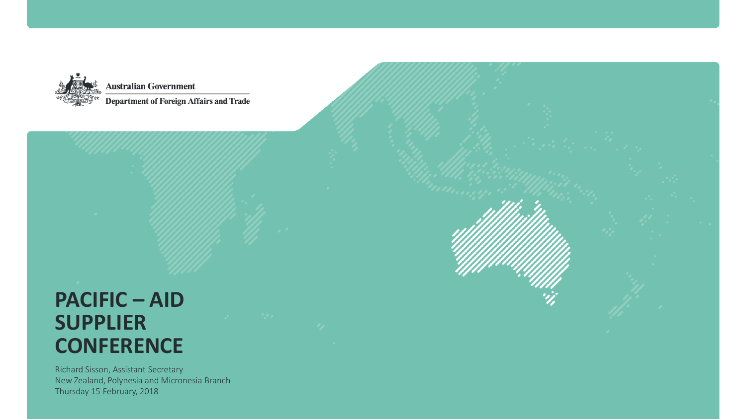Australian Government

Department of Foreign Affairs and Trade

# PACIFIC – AID SUPPLIER CONFERENCE

Richard Sisson, Assistant Secretary
New Zealand, Polynesia and Micronesia Branch
Thursday 15 February, 2018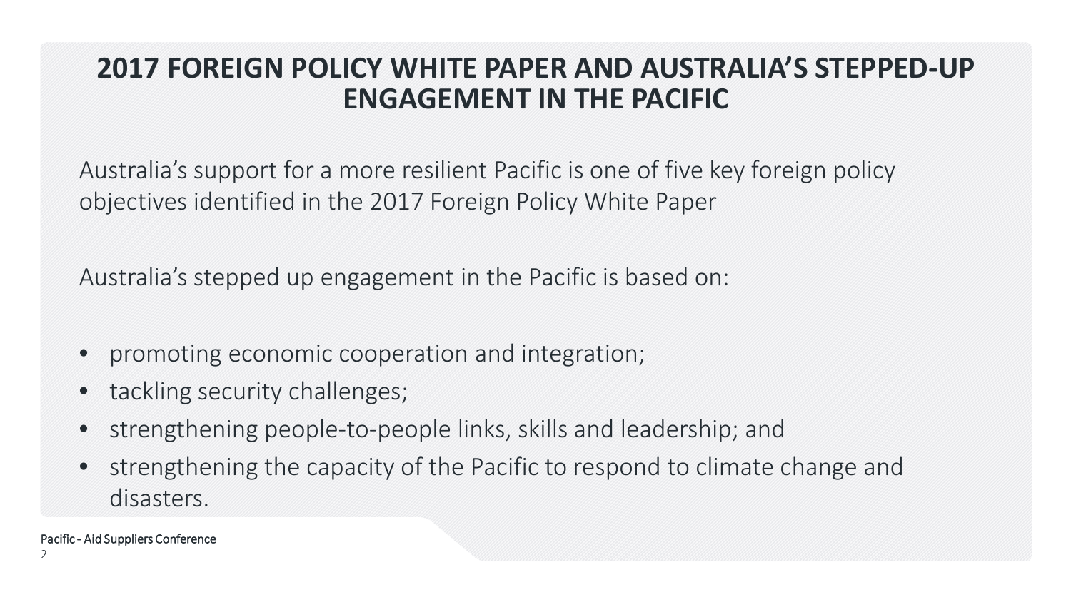# 2017 FOREIGN POLICY WHITE PAPER AND AUSTRALIA'S STEPPED-UP ENGAGEMENT IN THE PACIFIC

Australia's support for a more resilient Pacific is one of five key foreign policy objectives identified in the 2017 Foreign Policy White Paper

Australia's stepped up engagement in the Pacific is based on:

- promoting economic cooperation and integration;
- tackling security challenges;
- strengthening people-to-people links, skills and leadership; and
- strengthening the capacity of the Pacific to respond to climate change and disasters.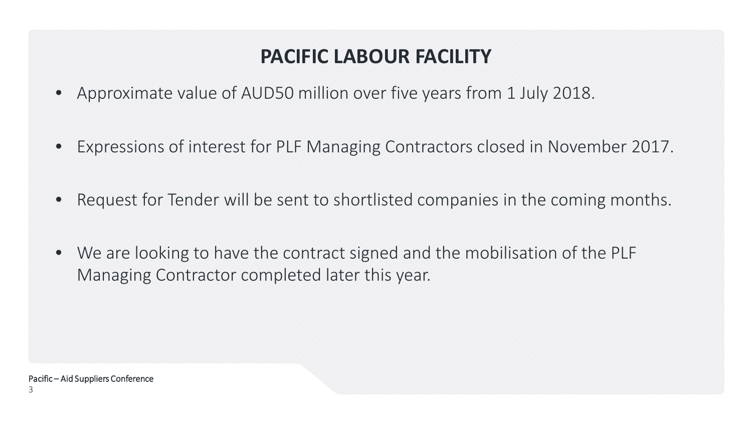# PACIFIC LABOUR FACILITY

- Approximate value of AUD50 million over five years from 1 July 2018.
- Expressions of interest for PLF Managing Contractors closed in November 2017.
- Request for Tender will be sent to shortlisted companies in the coming months.
- We are looking to have the contract signed and the mobilisation of the PLF Managing Contractor completed later this year.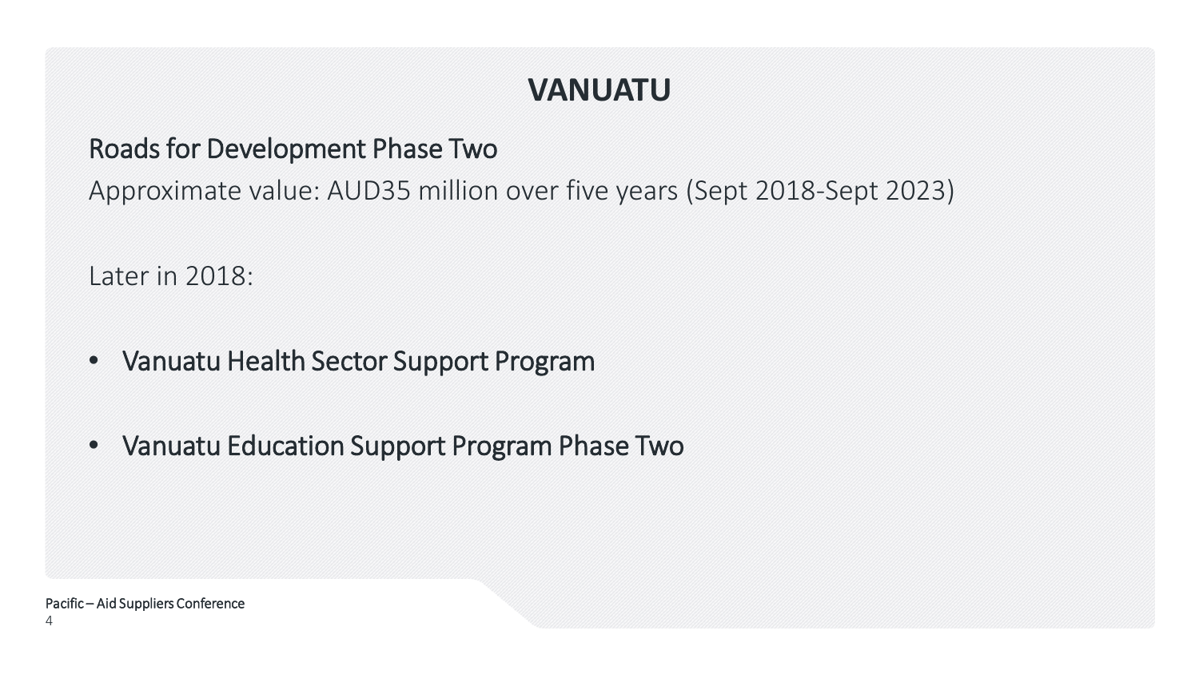# VANUATU

## Roads for Development Phase Two

Approximate value: AUD35 million over five years (Sept 2018-Sept 2023)

Later in 2018:

- Vanuatu Health Sector Support Program
- Vanuatu Education Support Program Phase Two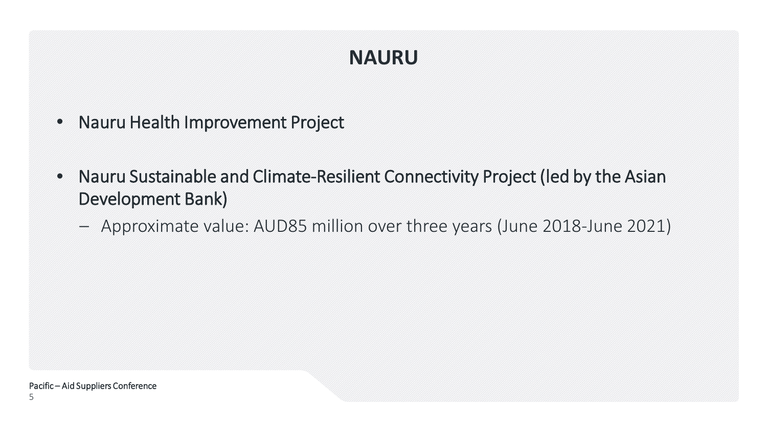# NAURU

- Nauru Health Improvement Project
- Nauru Sustainable and Climate-Resilient Connectivity Project (led by the Asian Development Bank)
  - Approximate value: AUD85 million over three years (June 2018-June 2021)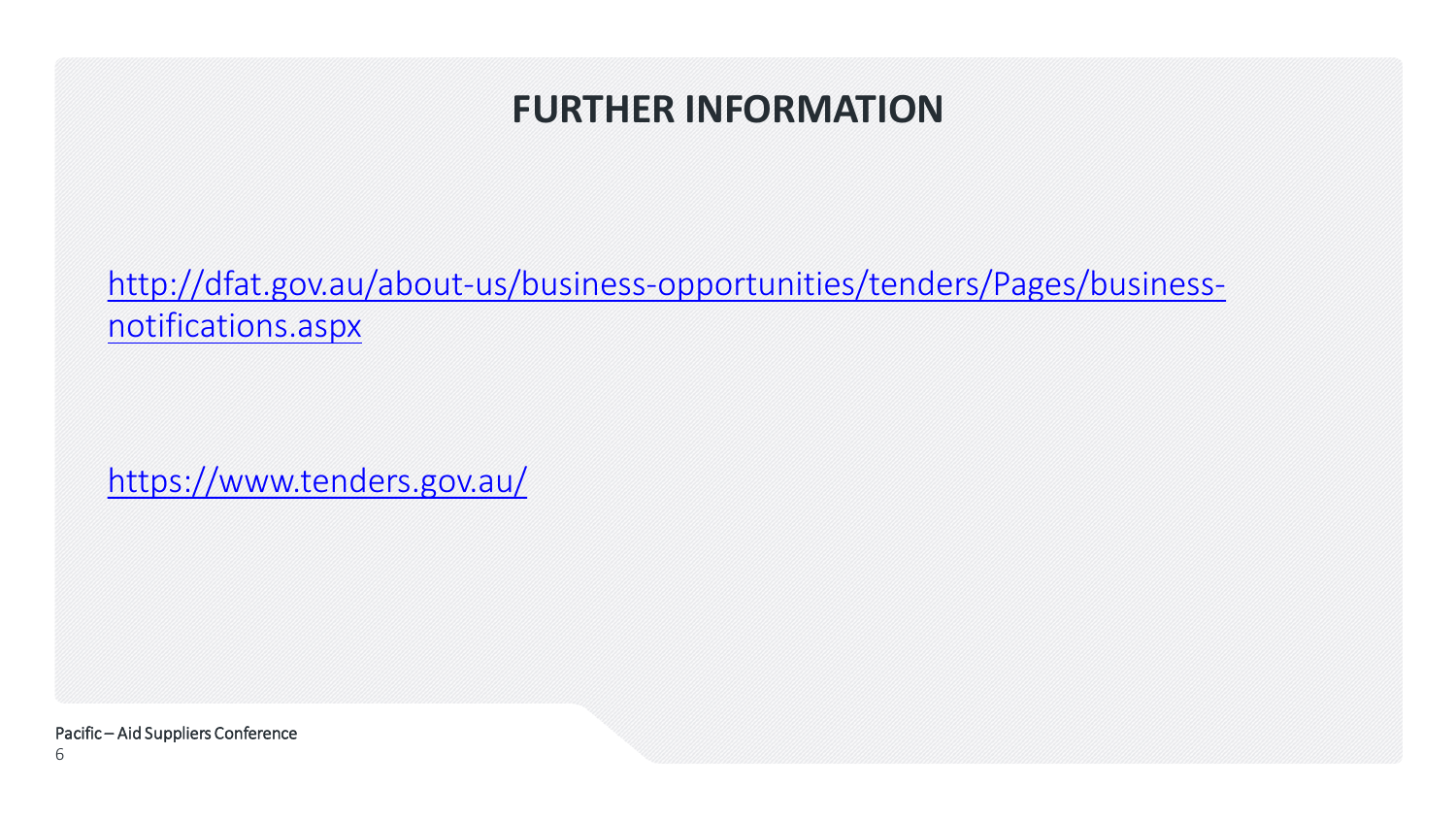# FURTHER INFORMATION

http://dfat.gov.au/about-us/business-opportunities/tenders/Pages/business-notifications.aspx

https://www.tenders.gov.au/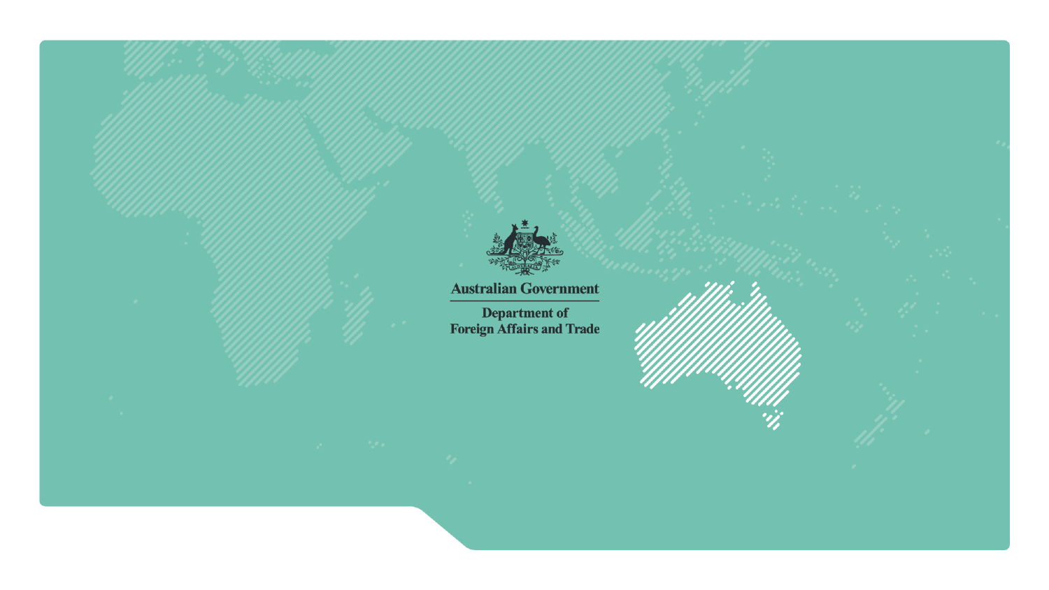Australian Government

Department of Foreign Affairs and Trade